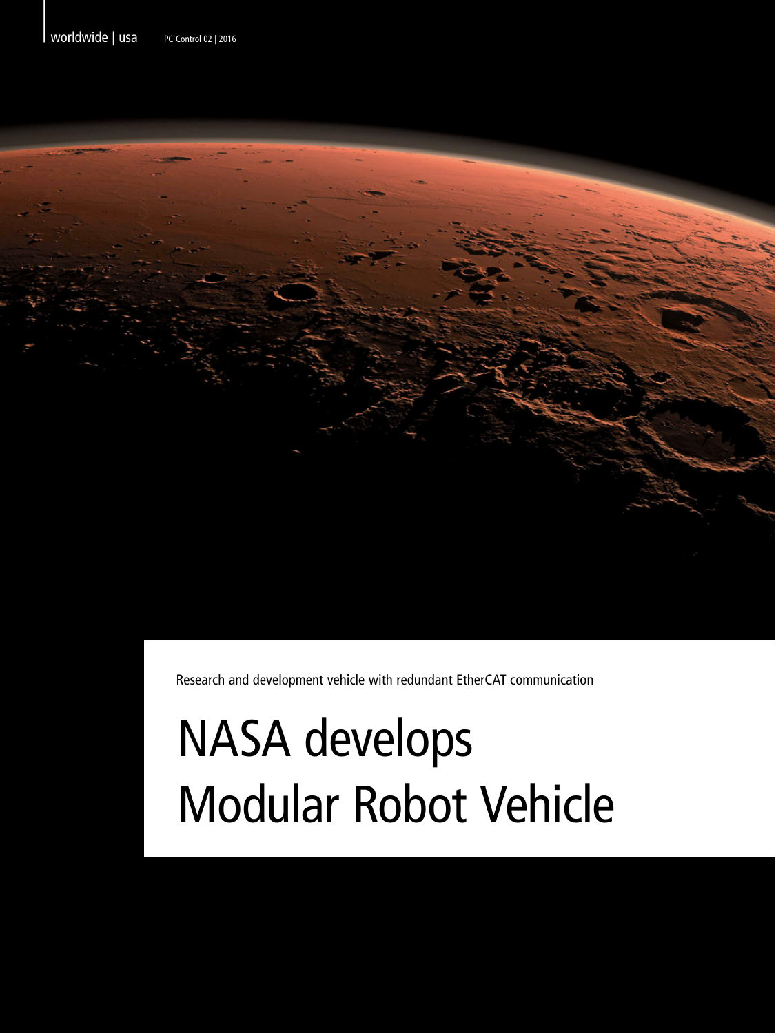Research and development vehicle with redundant EtherCAT communication

# NASA develops Modular Robot Vehicle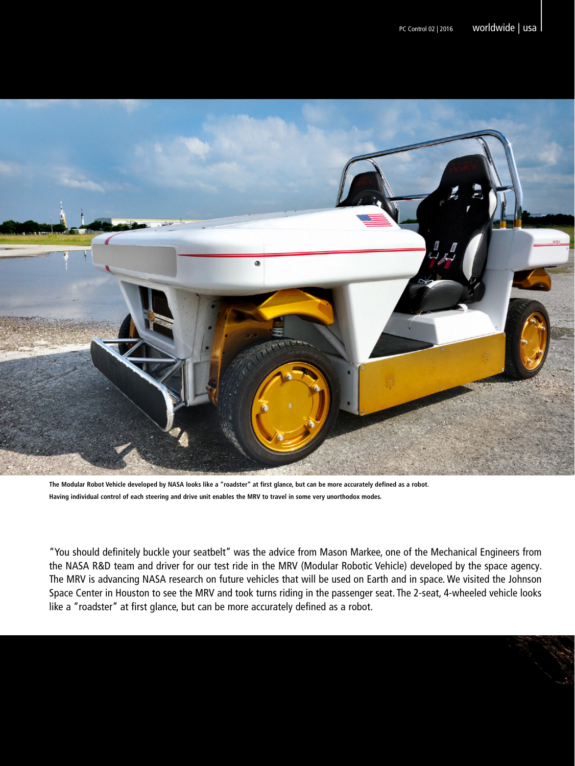The Modular Robot Vehicle developed by NASA looks like a "roadster" at first glance, but can be more accurately defined as a robot.
Having individual control of each steering and drive unit enables the MRV to travel in some very unorthodox modes.

"You should definitely buckle your seatbelt" was the advice from Mason Markee, one of the Mechanical Engineers from the NASA R&D team and driver for our test ride in the MRV (Modular Robotic Vehicle) developed by the space agency. The MRV is advancing NASA research on future vehicles that will be used on Earth and in space. We visited the Johnson Space Center in Houston to see the MRV and took turns riding in the passenger seat. The 2-seat, 4-wheeled vehicle looks like a "roadster" at first glance, but can be more accurately defined as a robot.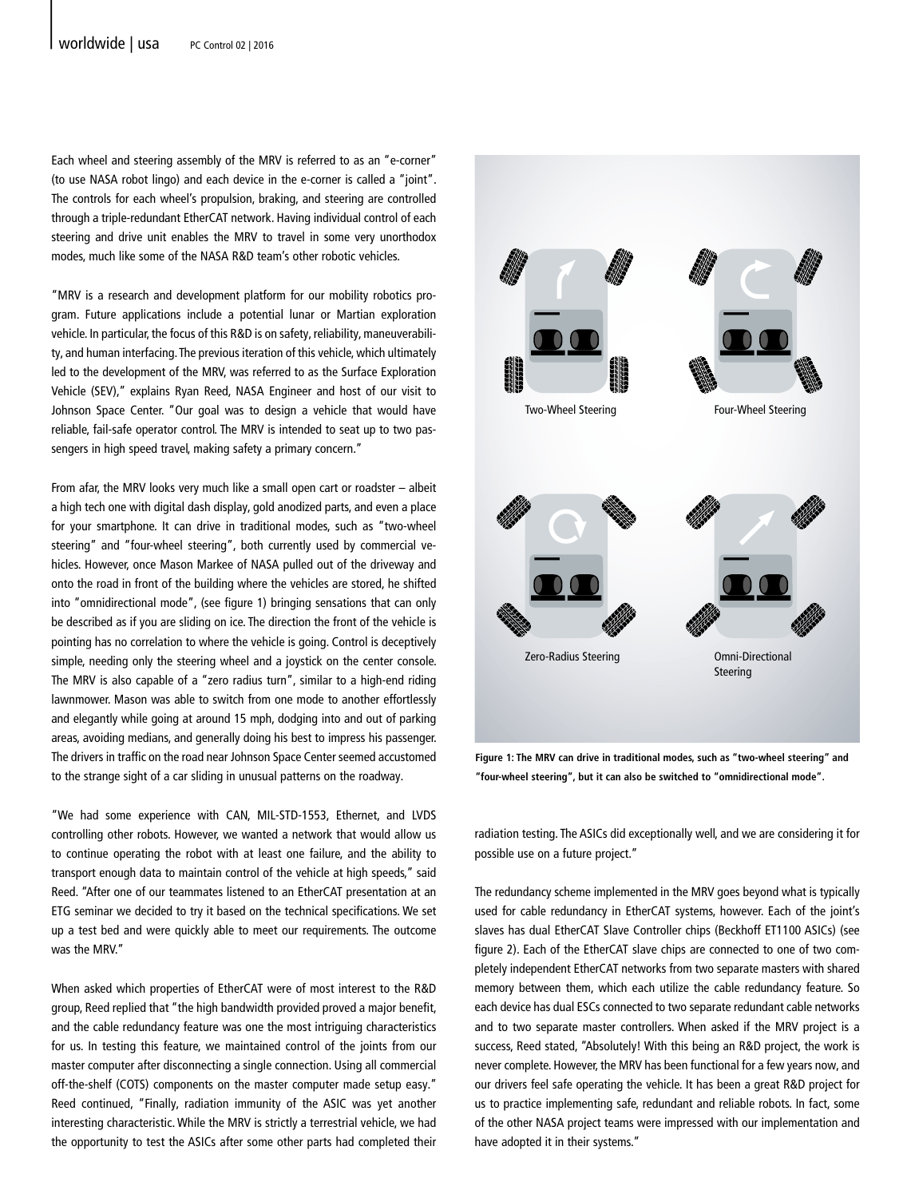Each wheel and steering assembly of the MRV is referred to as an "e-corner" (to use NASA robot lingo) and each device in the e-corner is called a "joint". The controls for each wheel's propulsion, braking, and steering are controlled through a triple-redundant EtherCAT network. Having individual control of each steering and drive unit enables the MRV to travel in some very unorthodox modes, much like some of the NASA R&D team's other robotic vehicles.

"MRV is a research and development platform for our mobility robotics program. Future applications include a potential lunar or Martian exploration vehicle. In particular, the focus of this R&D is on safety, reliability, maneuverability, and human interfacing. The previous iteration of this vehicle, which ultimately led to the development of the MRV, was referred to as the Surface Exploration Vehicle (SEV)," explains Ryan Reed, NASA Engineer and host of our visit to Johnson Space Center. "Our goal was to design a vehicle that would have reliable, fail-safe operator control. The MRV is intended to seat up to two passengers in high speed travel, making safety a primary concern."

From afar, the MRV looks very much like a small open cart or roadster – albeit a high tech one with digital dash display, gold anodized parts, and even a place for your smartphone. It can drive in traditional modes, such as "two-wheel steering" and "four-wheel steering", both currently used by commercial vehicles. However, once Mason Markee of NASA pulled out of the driveway and onto the road in front of the building where the vehicles are stored, he shifted into "omnidirectional mode", (see figure 1) bringing sensations that can only be described as if you are sliding on ice. The direction the front of the vehicle is pointing has no correlation to where the vehicle is going. Control is deceptively simple, needing only the steering wheel and a joystick on the center console. The MRV is also capable of a "zero radius turn", similar to a high-end riding lawnmower. Mason was able to switch from one mode to another effortlessly and elegantly while going at around 15 mph, dodging into and out of parking areas, avoiding medians, and generally doing his best to impress his passenger. The drivers in traffic on the road near Johnson Space Center seemed accustomed to the strange sight of a car sliding in unusual patterns on the roadway.

"We had some experience with CAN, MIL-STD-1553, Ethernet, and LVDS controlling other robots. However, we wanted a network that would allow us to continue operating the robot with at least one failure, and the ability to transport enough data to maintain control of the vehicle at high speeds," said Reed. "After one of our teammates listened to an EtherCAT presentation at an ETG seminar we decided to try it based on the technical specifications. We set up a test bed and were quickly able to meet our requirements. The outcome was the MRV."

When asked which properties of EtherCAT were of most interest to the R&D group, Reed replied that "the high bandwidth provided proved a major benefit, and the cable redundancy feature was one the most intriguing characteristics for us. In testing this feature, we maintained control of the joints from our master computer after disconnecting a single connection. Using all commercial off-the-shelf (COTS) components on the master computer made setup easy." Reed continued, "Finally, radiation immunity of the ASIC was yet another interesting characteristic. While the MRV is strictly a terrestrial vehicle, we had the opportunity to test the ASICs after some other parts had completed their radiation testing. The ASICs did exceptionally well, and we are considering it for possible use on a future project."

Two-Wheel Steering

Four-Wheel Steering

Zero-Radius Steering

Omni-Directional Steering

**Figure 1: The MRV can drive in traditional modes, such as "two-wheel steering" and "four-wheel steering", but it can also be switched to "omnidirectional mode".**

The redundancy scheme implemented in the MRV goes beyond what is typically used for cable redundancy in EtherCAT systems, however. Each of the joint's slaves has dual EtherCAT Slave Controller chips (Beckhoff ET1100 ASICs) (see figure 2). Each of the EtherCAT slave chips are connected to one of two completely independent EtherCAT networks from two separate masters with shared memory between them, which each utilize the cable redundancy feature. So each device has dual ESCs connected to two separate redundant cable networks and to two separate master controllers. When asked if the MRV project is a success, Reed stated, "Absolutely! With this being an R&D project, the work is never complete. However, the MRV has been functional for a few years now, and our drivers feel safe operating the vehicle. It has been a great R&D project for us to practice implementing safe, redundant and reliable robots. In fact, some of the other NASA project teams were impressed with our implementation and have adopted it in their systems."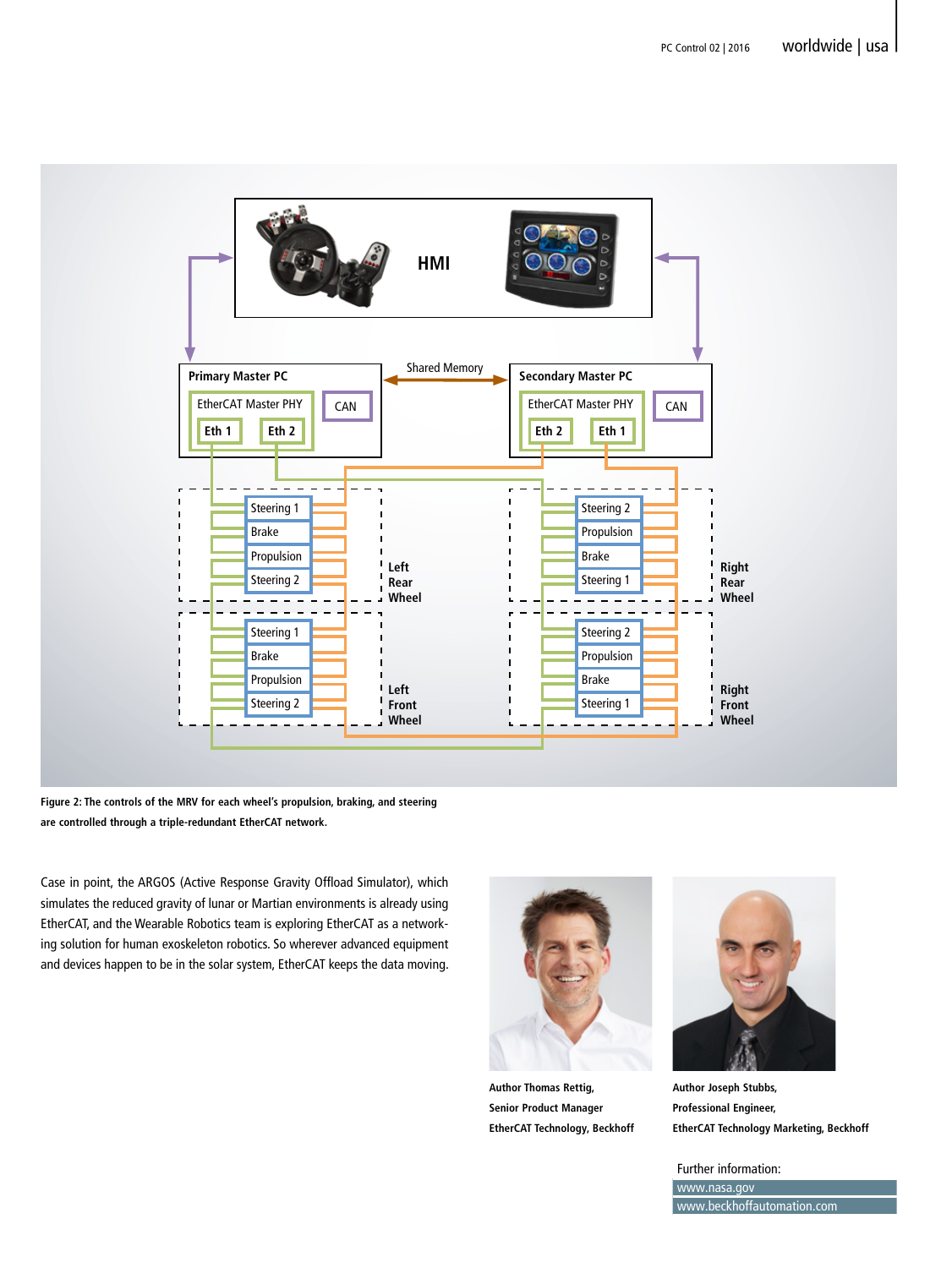HMI

Primary Master PC

EtherCAT Master PHY

Eth 1

Eth 2

CAN

Shared Memory

Secondary Master PC

EtherCAT Master PHY

Eth 2

Eth 1

CAN

Steering 1

Brake

Propulsion

Steering 2

Left Rear Wheel

Steering 2

Propulsion

Brake

Steering 1

Right Rear Wheel

Steering 1

Brake

Propulsion

Steering 2

Left Front Wheel

Steering 2

Propulsion

Brake

Steering 1

Right Front Wheel

**Figure 2: The controls of the MRV for each wheel's propulsion, braking, and steering are controlled through a triple-redundant EtherCAT network.**

Case in point, the ARGOS (Active Response Gravity Offload Simulator), which simulates the reduced gravity of lunar or Martian environments is already using EtherCAT, and the Wearable Robotics team is exploring EtherCAT as a networking solution for human exoskeleton robotics. So wherever advanced equipment and devices happen to be in the solar system, EtherCAT keeps the data moving.

**Author Thomas Rettig,**
**Senior Product Manager**
**EtherCAT Technology, Beckhoff**

**Author Joseph Stubbs,**
**Professional Engineer,**
**EtherCAT Technology Marketing, Beckhoff**

Further information:
www.nasa.gov
www.beckhoffautomation.com